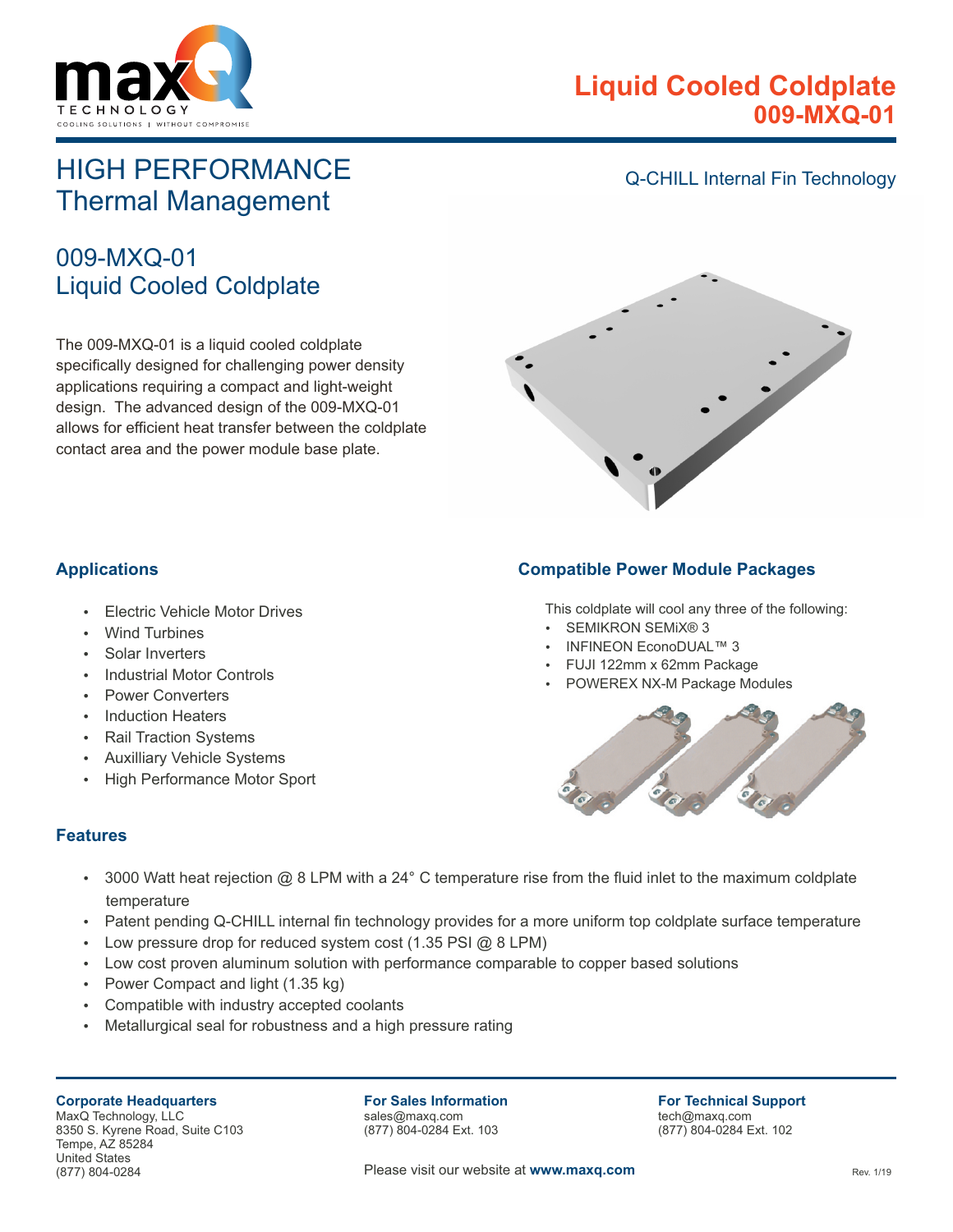# Liquid Cooled Coldplate
## 009-MXQ-01

# HIGH PERFORMANCE Thermal Management

Q-CHILL Internal Fin Technology

## 009-MXQ-01 Liquid Cooled Coldplate

The 009-MXQ-01 is a liquid cooled coldplate specifically designed for challenging power density applications requiring a compact and light-weight design. The advanced design of the 009-MXQ-01 allows for efficient heat transfer between the coldplate contact area and the power module base plate.

### Applications

- Electric Vehicle Motor Drives
- Wind Turbines
- Solar Inverters
- Industrial Motor Controls
- Power Converters
- Induction Heaters
- Rail Traction Systems
- Auxilliary Vehicle Systems
- High Performance Motor Sport

### Compatible Power Module Packages

This coldplate will cool any three of the following:

- SEMIKRON SEMiX® 3
- INFINEON EconoDUAL™ 3
- FUJI 122mm x 62mm Package
- POWEREX NX-M Package Modules

### Features

- 3000 Watt heat rejection @ 8 LPM with a 24° C temperature rise from the fluid inlet to the maximum coldplate temperature
- Patent pending Q-CHILL internal fin technology provides for a more uniform top coldplate surface temperature
- Low pressure drop for reduced system cost (1.35 PSI @ 8 LPM)
- Low cost proven aluminum solution with performance comparable to copper based solutions
- Power Compact and light (1.35 kg)
- Compatible with industry accepted coolants
- Metallurgical seal for robustness and a high pressure rating

**Corporate Headquarters**
MaxQ Technology, LLC
8350 S. Kyrene Road, Suite C103
Tempe, AZ 85284
United States
(877) 804-0284

**For Sales Information**
sales@maxq.com
(877) 804-0284 Ext. 103

**For Technical Support**
tech@maxq.com
(877) 804-0284 Ext. 102

Please visit our website at **www.maxq.com**

Rev. 1/19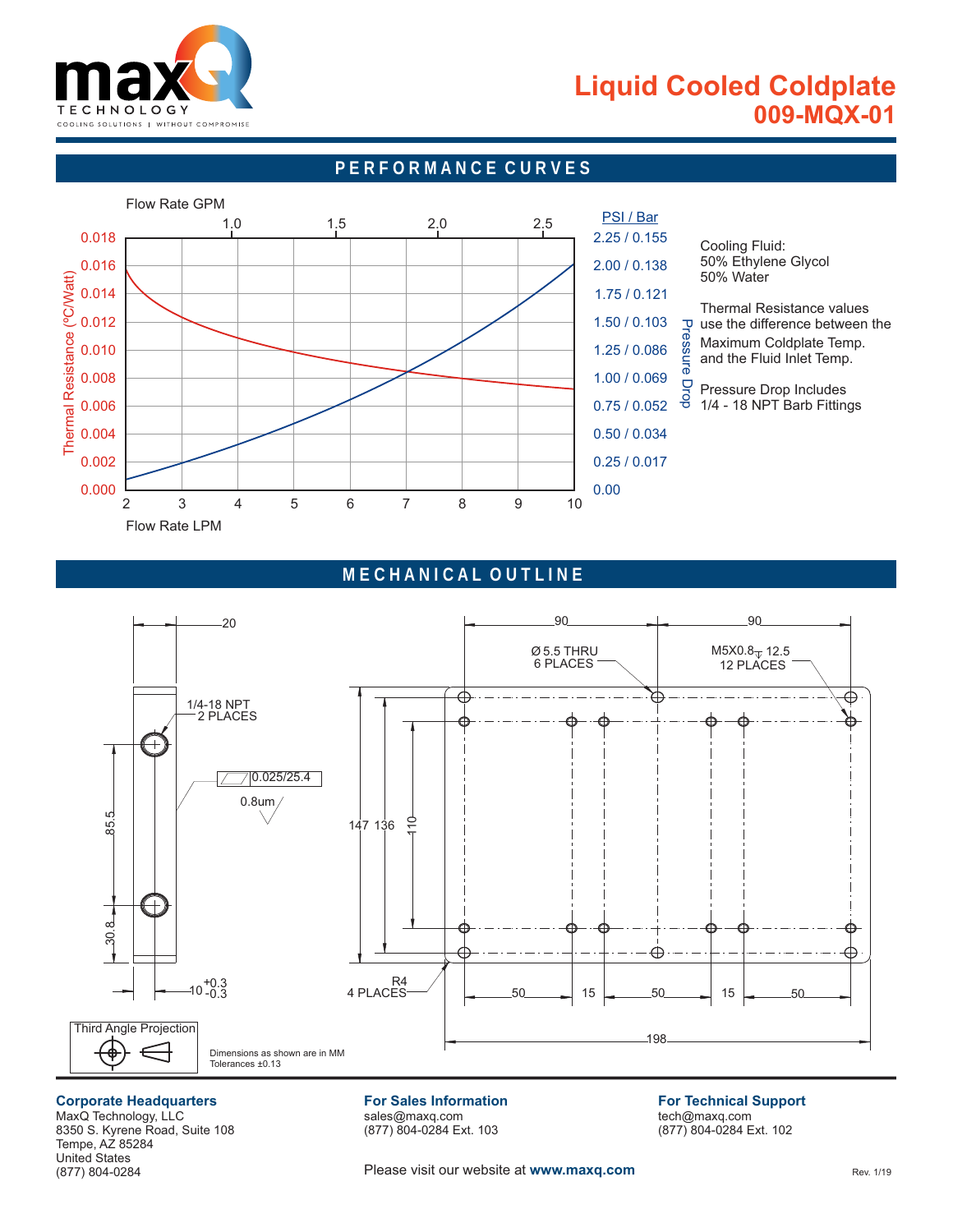# Liquid Cooled Coldplate
## 009-MQX-01

## PERFORMANCE CURVES

Flow Rate GPM

1.0 1.5 2.0 2.5

PSI / Bar

Thermal Resistance (ºC/Watt)

0.018
0.016
0.014
0.012
0.010
0.008
0.006
0.004
0.002
0.000

2.25 / 0.155
2.00 / 0.138
1.75 / 0.121
1.50 / 0.103
1.25 / 0.086
1.00 / 0.069
0.75 / 0.052
0.50 / 0.034
0.25 / 0.017
0.00

Pressure Drop

2 3 4 5 6 7 8 9 10

Flow Rate LPM

Cooling Fluid:
50% Ethylene Glycol
50% Water

Thermal Resistance values use the difference between the Maximum Coldplate Temp. and the Fluid Inlet Temp.

Pressure Drop Includes 1/4 - 18 NPT Barb Fittings

## MECHANICAL OUTLINE

20

1/4-18 NPT
2 PLACES

0.025/25.4

0.8um

85.5

30.8

$10^{+0.3}_{-0.3}$

90 90

Ø 5.5 THRU
6 PLACES

M5X0.8 ⊤ 12.5
12 PLACES

147 136 110

R4
4 PLACES

50 15 50 15 50

198

Third Angle Projection

Dimensions as shown are in MM
Tolerances ±0.13

**Corporate Headquarters**
MaxQ Technology, LLC
8350 S. Kyrene Road, Suite 108
Tempe, AZ 85284
United States
(877) 804-0284

**For Sales Information**
sales@maxq.com
(877) 804-0284 Ext. 103

**For Technical Support**
tech@maxq.com
(877) 804-0284 Ext. 102

Please visit our website at **www.maxq.com**

Rev. 1/19